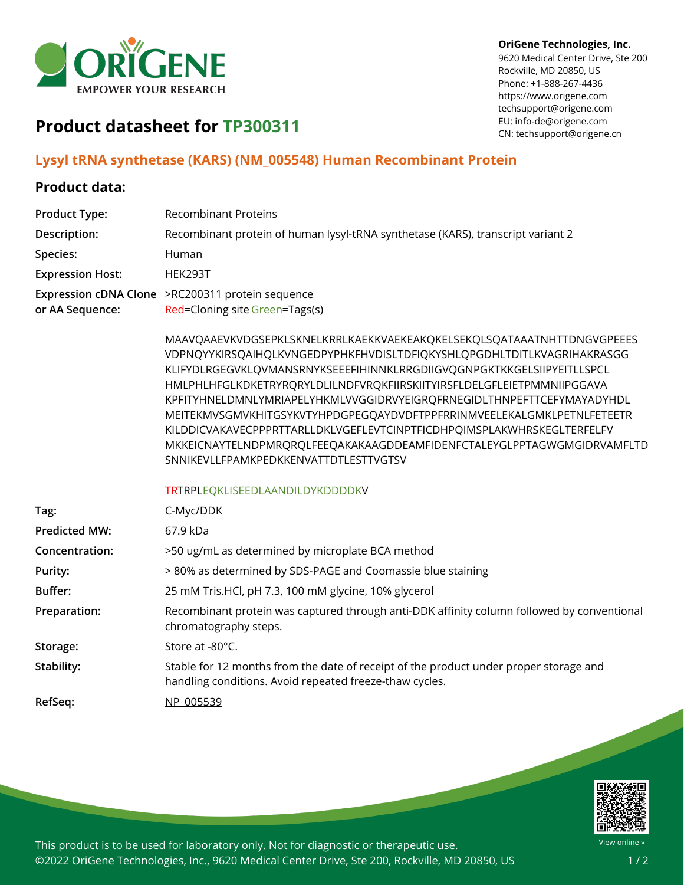OriGene Technologies, Inc.
9620 Medical Center Drive, Ste 200
Rockville, MD 20850, US
Phone: +1-888-267-4436
https://www.origene.com
techsupport@origene.com
EU: info-de@origene.com
CN: techsupport@origene.cn

# Product datasheet for TP300311

## Lysyl tRNA synthetase (KARS) (NM_005548) Human Recombinant Protein

### Product data:

| | |
|---|---|
| **Product Type:** | Recombinant Proteins |
| **Description:** | Recombinant protein of human lysyl-tRNA synthetase (KARS), transcript variant 2 |
| **Species:** | Human |
| **Expression Host:** | HEK293T |
| **Expression cDNA Clone or AA Sequence:** | >RC200311 protein sequence<br>Red=Cloning site Green=Tags(s)<br><br>MAAVQAAEVKVDGSEPKLSKNELKRRLKAEKKVAEKEAKQKELSEKQLSQATAAATNHTTDNGVGPEEES VDPNQYYKIRSQAIHQLKVNGEDPYPHKFHVDISLTDFIQKYSHLQPGDHLTDITLKVAGRIHAKRASGG KLIFYDLRGEGVKLQVMANSRNYKSEEEFIHINNKLRRGDIIGVQGNPGKTKKGELSIIPYEITLLSPCL HMLPHLHFGLKDKETRYRQRYLDLILNDFVRQKFIIRSKIITYIRSFLDELGFLEIETPMMNIIPGGAVA KPFITYHNELDMNLYMRIAPELYHKMLVVGGIDRVYEIGRQFRNEGIDLTHNPEFTTCEFYMAYADYHDL MEITEKMVSGMVKHITGSYKVTYHPDGPEGQAYDVDFTPPFRRINMVEELEKALGMKLPETNLFETEETR KILDDICVAKAVECPPPRTTARLLDKLVGEFLEVTCINPTFICDHPQIMSPLAKWHRSKEGLTERFELFV MKKEICNAYTELNDPMRQRQLFEEQAKAKAAGDDEAMFIDENFCTALEYGLPPTAGWGMGIDRVAMFLTD SNNIKEVLLFPAMKPEDKKENVATTDTLESTTVGTSV<br><br>TRTRPLEQKLISEEDLAANDILDYKDDDDKV |
| **Tag:** | C-Myc/DDK |
| **Predicted MW:** | 67.9 kDa |
| **Concentration:** | >50 ug/mL as determined by microplate BCA method |
| **Purity:** | > 80% as determined by SDS-PAGE and Coomassie blue staining |
| **Buffer:** | 25 mM Tris.HCl, pH 7.3, 100 mM glycine, 10% glycerol |
| **Preparation:** | Recombinant protein was captured through anti-DDK affinity column followed by conventional chromatography steps. |
| **Storage:** | Store at -80°C. |
| **Stability:** | Stable for 12 months from the date of receipt of the product under proper storage and handling conditions. Avoid repeated freeze-thaw cycles. |
| **RefSeq:** | NP_005539 |

This product is to be used for laboratory only. Not for diagnostic or therapeutic use.
©2022 OriGene Technologies, Inc., 9620 Medical Center Drive, Ste 200, Rockville, MD 20850, US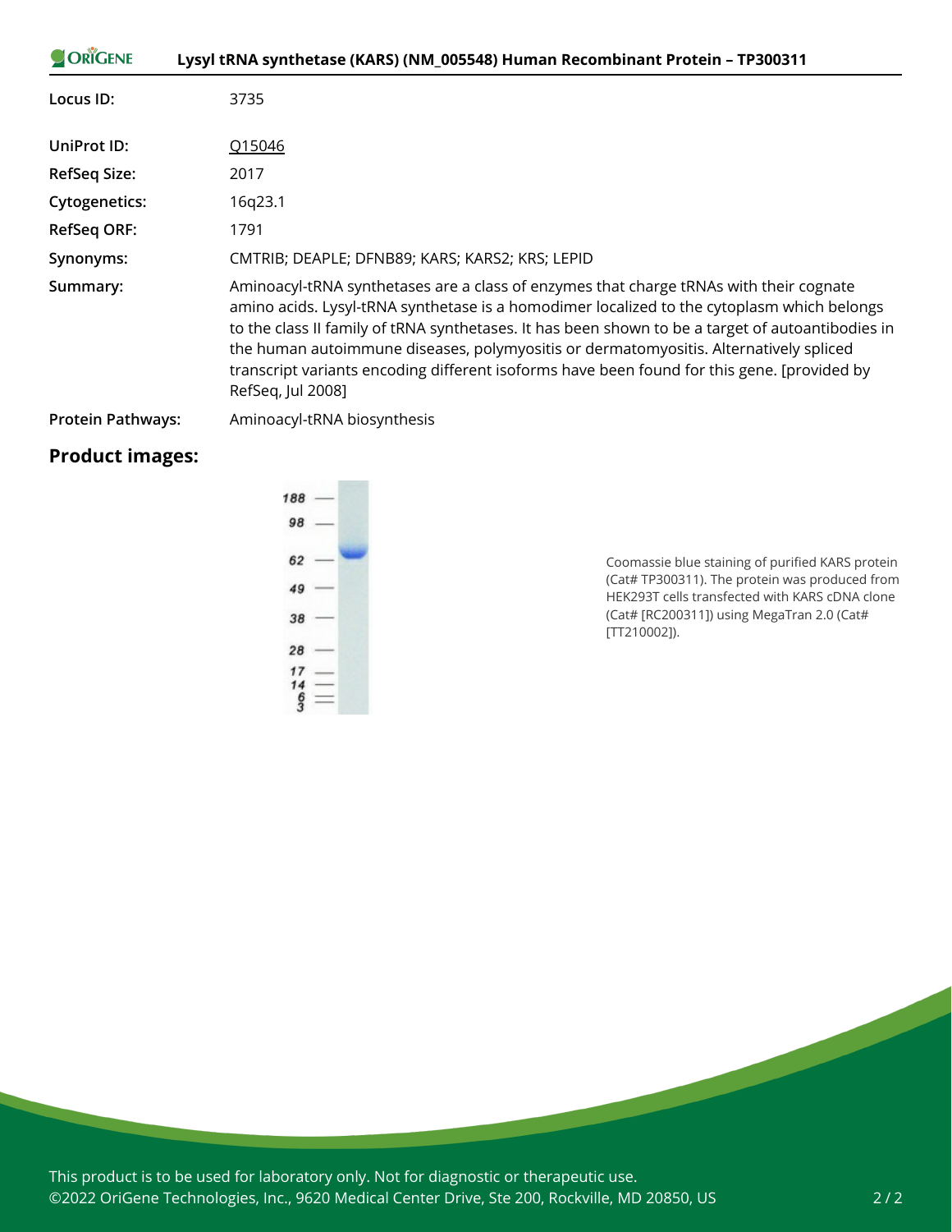| | |
|---|---|
| **Locus ID:** | 3735 |
| **UniProt ID:** | Q15046 |
| **RefSeq Size:** | 2017 |
| **Cytogenetics:** | 16q23.1 |
| **RefSeq ORF:** | 1791 |
| **Synonyms:** | CMTRIB; DEAPLE; DFNB89; KARS; KARS2; KRS; LEPID |
| **Summary:** | Aminoacyl-tRNA synthetases are a class of enzymes that charge tRNAs with their cognate amino acids. Lysyl-tRNA synthetase is a homodimer localized to the cytoplasm which belongs to the class II family of tRNA synthetases. It has been shown to be a target of autoantibodies in the human autoimmune diseases, polymyositis or dermatomyositis. Alternatively spliced transcript variants encoding different isoforms have been found for this gene. [provided by RefSeq, Jul 2008] |
| **Protein Pathways:** | Aminoacyl-tRNA biosynthesis |

## Product images:

188
98
62
49
38
28
17
14
6
3

Coomassie blue staining of purified KARS protein (Cat# TP300311). The protein was produced from HEK293T cells transfected with KARS cDNA clone (Cat# [RC200311]) using MegaTran 2.0 (Cat# [TT210002]).

This product is to be used for laboratory only. Not for diagnostic or therapeutic use.
©2022 OriGene Technologies, Inc., 9620 Medical Center Drive, Ste 200, Rockville, MD 20850, US